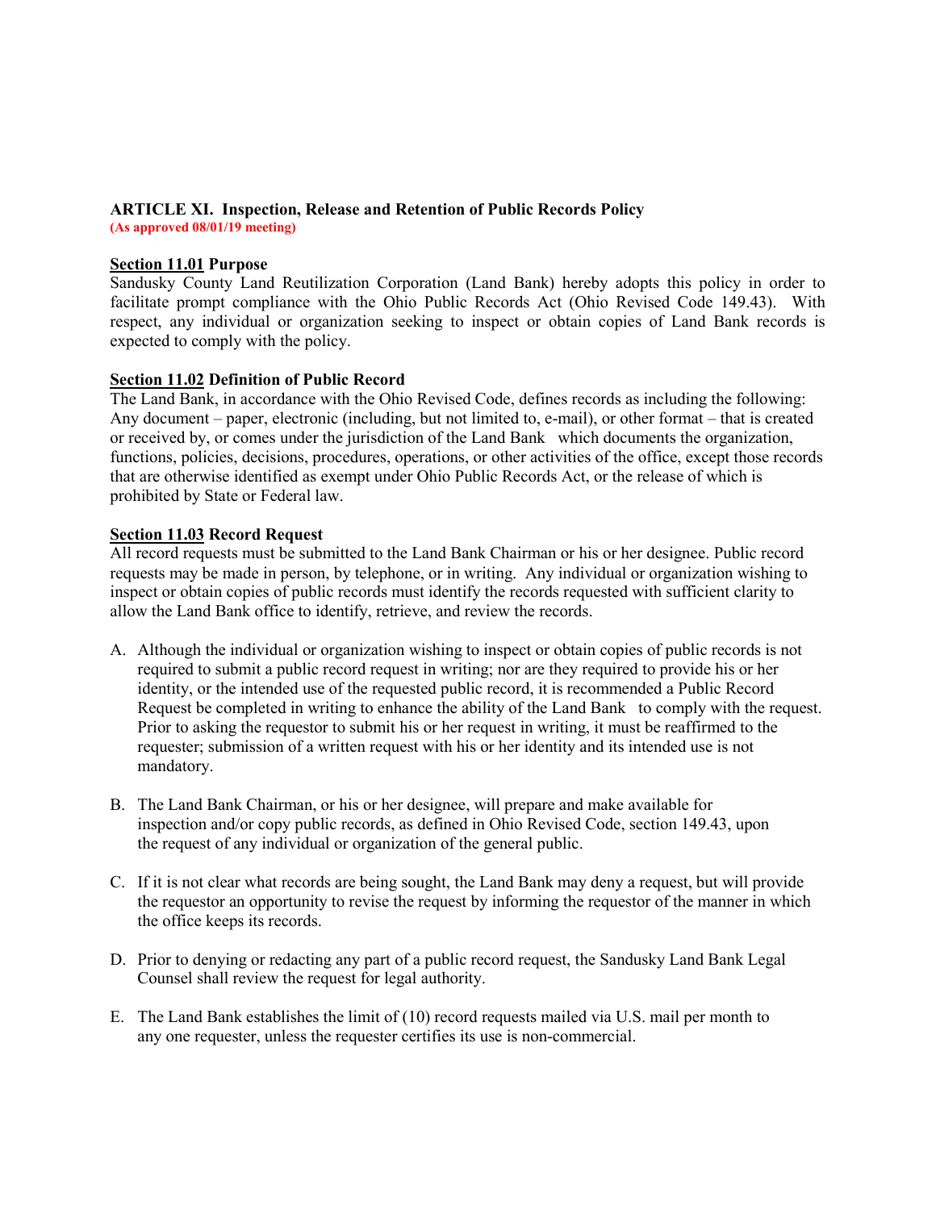## ARTICLE XI. Inspection, Release and Retention of Public Records Policy

**(As approved 08/01/19 meeting)**

**Section 11.01 Purpose**

Sandusky County Land Reutilization Corporation (Land Bank) hereby adopts this policy in order to facilitate prompt compliance with the Ohio Public Records Act (Ohio Revised Code 149.43). With respect, any individual or organization seeking to inspect or obtain copies of Land Bank records is expected to comply with the policy.

**Section 11.02 Definition of Public Record**

The Land Bank, in accordance with the Ohio Revised Code, defines records as including the following: Any document – paper, electronic (including, but not limited to, e-mail), or other format – that is created or received by, or comes under the jurisdiction of the Land Bank which documents the organization, functions, policies, decisions, procedures, operations, or other activities of the office, except those records that are otherwise identified as exempt under Ohio Public Records Act, or the release of which is prohibited by State or Federal law.

**Section 11.03 Record Request**

All record requests must be submitted to the Land Bank Chairman or his or her designee. Public record requests may be made in person, by telephone, or in writing. Any individual or organization wishing to inspect or obtain copies of public records must identify the records requested with sufficient clarity to allow the Land Bank office to identify, retrieve, and review the records.

A. Although the individual or organization wishing to inspect or obtain copies of public records is not required to submit a public record request in writing; nor are they required to provide his or her identity, or the intended use of the requested public record, it is recommended a Public Record Request be completed in writing to enhance the ability of the Land Bank to comply with the request. Prior to asking the requestor to submit his or her request in writing, it must be reaffirmed to the requester; submission of a written request with his or her identity and its intended use is not mandatory.

B. The Land Bank Chairman, or his or her designee, will prepare and make available for inspection and/or copy public records, as defined in Ohio Revised Code, section 149.43, upon the request of any individual or organization of the general public.

C. If it is not clear what records are being sought, the Land Bank may deny a request, but will provide the requestor an opportunity to revise the request by informing the requestor of the manner in which the office keeps its records.

D. Prior to denying or redacting any part of a public record request, the Sandusky Land Bank Legal Counsel shall review the request for legal authority.

E. The Land Bank establishes the limit of (10) record requests mailed via U.S. mail per month to any one requester, unless the requester certifies its use is non-commercial.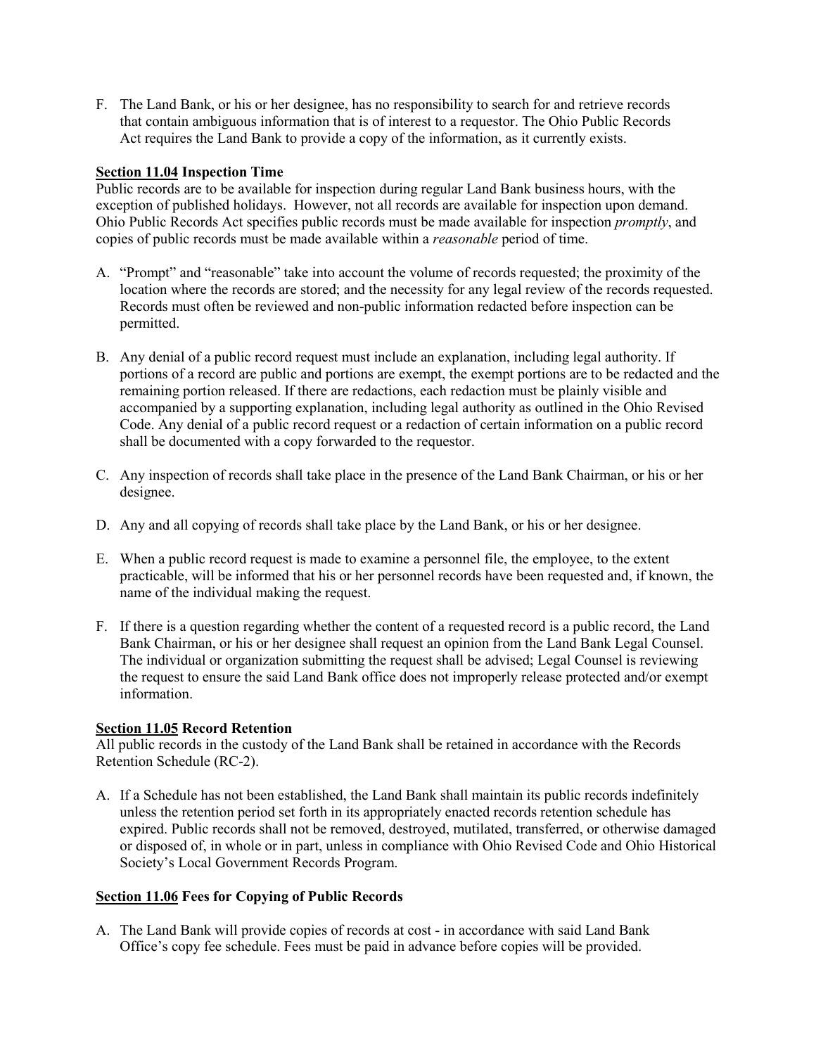F. The Land Bank, or his or her designee, has no responsibility to search for and retrieve records that contain ambiguous information that is of interest to a requestor. The Ohio Public Records Act requires the Land Bank to provide a copy of the information, as it currently exists.

**<u>Section 11.04</u> Inspection Time**

Public records are to be available for inspection during regular Land Bank business hours, with the exception of published holidays. However, not all records are available for inspection upon demand. Ohio Public Records Act specifies public records must be made available for inspection *promptly*, and copies of public records must be made available within a *reasonable* period of time.

A. "Prompt" and "reasonable" take into account the volume of records requested; the proximity of the location where the records are stored; and the necessity for any legal review of the records requested. Records must often be reviewed and non-public information redacted before inspection can be permitted.

B. Any denial of a public record request must include an explanation, including legal authority. If portions of a record are public and portions are exempt, the exempt portions are to be redacted and the remaining portion released. If there are redactions, each redaction must be plainly visible and accompanied by a supporting explanation, including legal authority as outlined in the Ohio Revised Code. Any denial of a public record request or a redaction of certain information on a public record shall be documented with a copy forwarded to the requestor.

C. Any inspection of records shall take place in the presence of the Land Bank Chairman, or his or her designee.

D. Any and all copying of records shall take place by the Land Bank, or his or her designee.

E. When a public record request is made to examine a personnel file, the employee, to the extent practicable, will be informed that his or her personnel records have been requested and, if known, the name of the individual making the request.

F. If there is a question regarding whether the content of a requested record is a public record, the Land Bank Chairman, or his or her designee shall request an opinion from the Land Bank Legal Counsel. The individual or organization submitting the request shall be advised; Legal Counsel is reviewing the request to ensure the said Land Bank office does not improperly release protected and/or exempt information.

**<u>Section 11.05</u> Record Retention**

All public records in the custody of the Land Bank shall be retained in accordance with the Records Retention Schedule (RC-2).

A. If a Schedule has not been established, the Land Bank shall maintain its public records indefinitely unless the retention period set forth in its appropriately enacted records retention schedule has expired. Public records shall not be removed, destroyed, mutilated, transferred, or otherwise damaged or disposed of, in whole or in part, unless in compliance with Ohio Revised Code and Ohio Historical Society's Local Government Records Program.

**<u>Section 11.06</u> Fees for Copying of Public Records**

A. The Land Bank will provide copies of records at cost - in accordance with said Land Bank Office's copy fee schedule. Fees must be paid in advance before copies will be provided.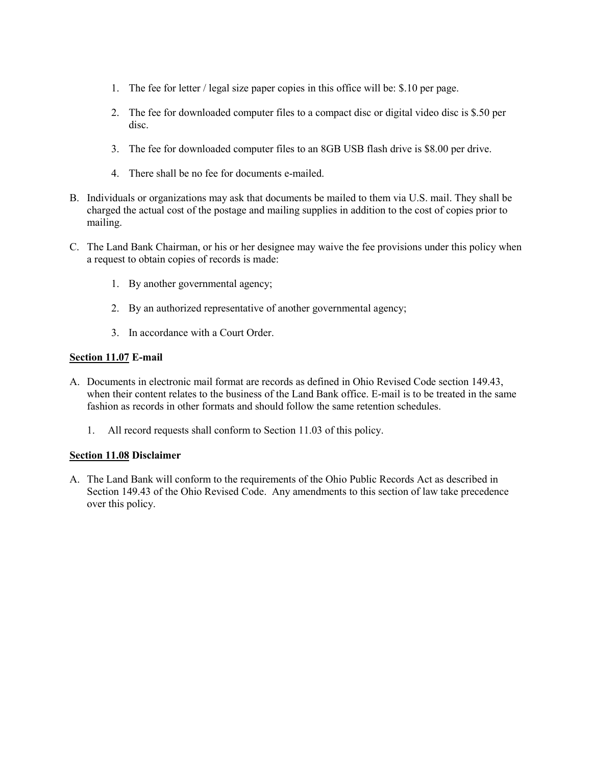1. The fee for letter / legal size paper copies in this office will be: $.10 per page.

2. The fee for downloaded computer files to a compact disc or digital video disc is $.50 per disc.

3. The fee for downloaded computer files to an 8GB USB flash drive is $8.00 per drive.

4. There shall be no fee for documents e-mailed.

B. Individuals or organizations may ask that documents be mailed to them via U.S. mail. They shall be charged the actual cost of the postage and mailing supplies in addition to the cost of copies prior to mailing.

C. The Land Bank Chairman, or his or her designee may waive the fee provisions under this policy when a request to obtain copies of records is made:

1. By another governmental agency;

2. By an authorized representative of another governmental agency;

3. In accordance with a Court Order.

**<u>Section 11.07</u> E-mail**

A. Documents in electronic mail format are records as defined in Ohio Revised Code section 149.43, when their content relates to the business of the Land Bank office. E-mail is to be treated in the same fashion as records in other formats and should follow the same retention schedules.

   1. All record requests shall conform to Section 11.03 of this policy.

**<u>Section 11.08</u> Disclaimer**

A. The Land Bank will conform to the requirements of the Ohio Public Records Act as described in Section 149.43 of the Ohio Revised Code. Any amendments to this section of law take precedence over this policy.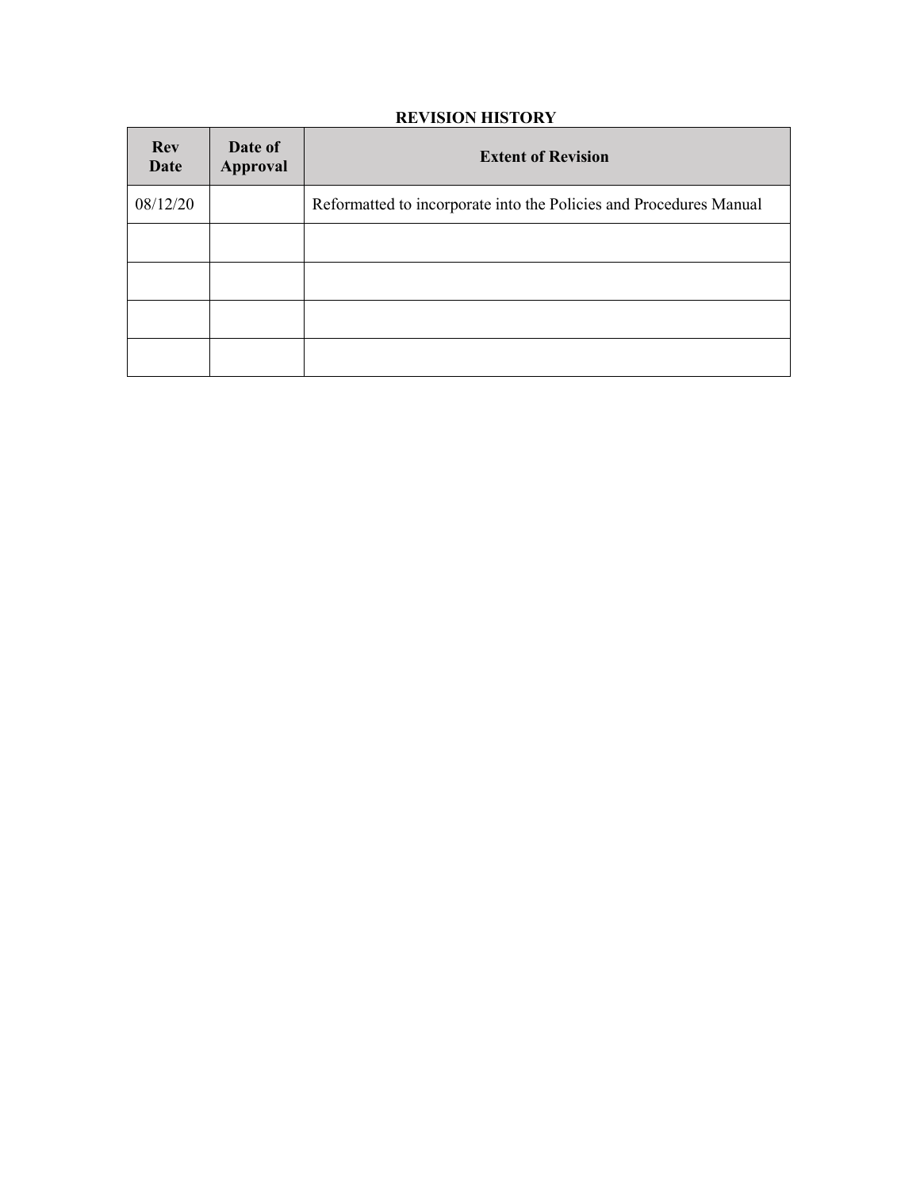**REVISION HISTORY**

| Rev Date | Date of Approval | Extent of Revision |
|---|---|---|
| 08/12/20 | | Reformatted to incorporate into the Policies and Procedures Manual |
| | | |
| | | |
| | | |
| | | |